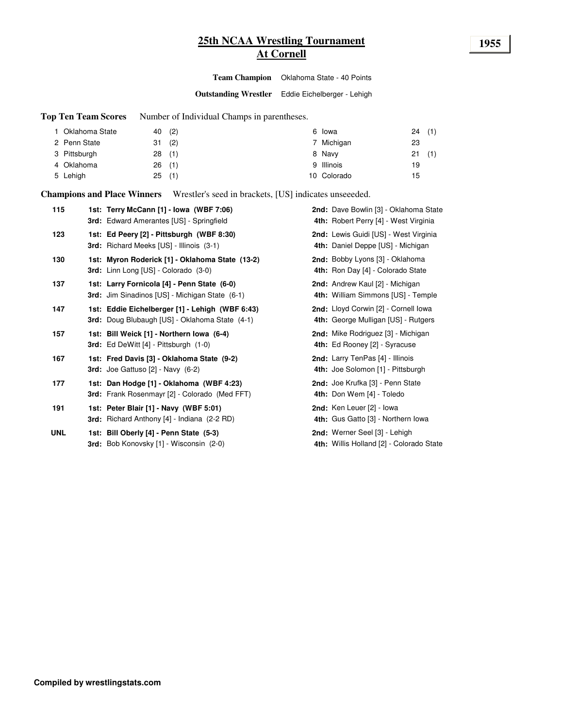# 25th NCAA Wrestling Tournament
## At Cornell

**1955**

**Team Champion** Oklahoma State - 40 Points

**Outstanding Wrestler** Eddie Eichelberger - Lehigh

**Top Ten Team Scores** Number of Individual Champs in parentheses.

| Rank | Team | Points | Champs | Rank | Team | Points | Champs |
|---|---|---|---|---|---|---|---|
| 1 | Oklahoma State | 40 | (2) | 6 | Iowa | 24 | (1) |
| 2 | Penn State | 31 | (2) | 7 | Michigan | 23 | |
| 3 | Pittsburgh | 28 | (1) | 8 | Navy | 21 | (1) |
| 4 | Oklahoma | 26 | (1) | 9 | Illinois | 19 | |
| 5 | Lehigh | 25 | (1) | 10 | Colorado | 15 | |

**Champions and Place Winners** Wrestler's seed in brackets, [US] indicates unseeeded.

| Weight | 1st / 3rd | 2nd / 4th |
|---|---|---|
| 115 | **1st: Terry McCann [1] - Iowa (WBF 7:06)** | **2nd:** Dave Bowlin [3] - Oklahoma State |
| | **3rd:** Edward Amerantes [US] - Springfield | **4th:** Robert Perry [4] - West Virginia |
| 123 | **1st: Ed Peery [2] - Pittsburgh (WBF 8:30)** | **2nd:** Lewis Guidi [US] - West Virginia |
| | **3rd:** Richard Meeks [US] - Illinois (3-1) | **4th:** Daniel Deppe [US] - Michigan |
| 130 | **1st: Myron Roderick [1] - Oklahoma State (13-2)** | **2nd:** Bobby Lyons [3] - Oklahoma |
| | **3rd:** Linn Long [US] - Colorado (3-0) | **4th:** Ron Day [4] - Colorado State |
| 137 | **1st: Larry Fornicola [4] - Penn State (6-0)** | **2nd:** Andrew Kaul [2] - Michigan |
| | **3rd:** Jim Sinadinos [US] - Michigan State (6-1) | **4th:** William Simmons [US] - Temple |
| 147 | **1st: Eddie Eichelberger [1] - Lehigh (WBF 6:43)** | **2nd:** Lloyd Corwin [2] - Cornell Iowa |
| | **3rd:** Doug Blubaugh [US] - Oklahoma State (4-1) | **4th:** George Mulligan [US] - Rutgers |
| 157 | **1st: Bill Weick [1] - Northern Iowa (6-4)** | **2nd:** Mike Rodriguez [3] - Michigan |
| | **3rd:** Ed DeWitt [4] - Pittsburgh (1-0) | **4th:** Ed Rooney [2] - Syracuse |
| 167 | **1st: Fred Davis [3] - Oklahoma State (9-2)** | **2nd:** Larry TenPas [4] - Illinois |
| | **3rd:** Joe Gattuso [2] - Navy (6-2) | **4th:** Joe Solomon [1] - Pittsburgh |
| 177 | **1st: Dan Hodge [1] - Oklahoma (WBF 4:23)** | **2nd:** Joe Krufka [3] - Penn State |
| | **3rd:** Frank Rosenmayr [2] - Colorado (Med FFT) | **4th:** Don Wem [4] - Toledo |
| 191 | **1st: Peter Blair [1] - Navy (WBF 5:01)** | **2nd:** Ken Leuer [2] - Iowa |
| | **3rd:** Richard Anthony [4] - Indiana (2-2 RD) | **4th:** Gus Gatto [3] - Northern Iowa |
| UNL | **1st: Bill Oberly [4] - Penn State (5-3)** | **2nd:** Werner Seel [3] - Lehigh |
| | **3rd:** Bob Konovsky [1] - Wisconsin (2-0) | **4th:** Willis Holland [2] - Colorado State |

**Compiled by wrestlingstats.com**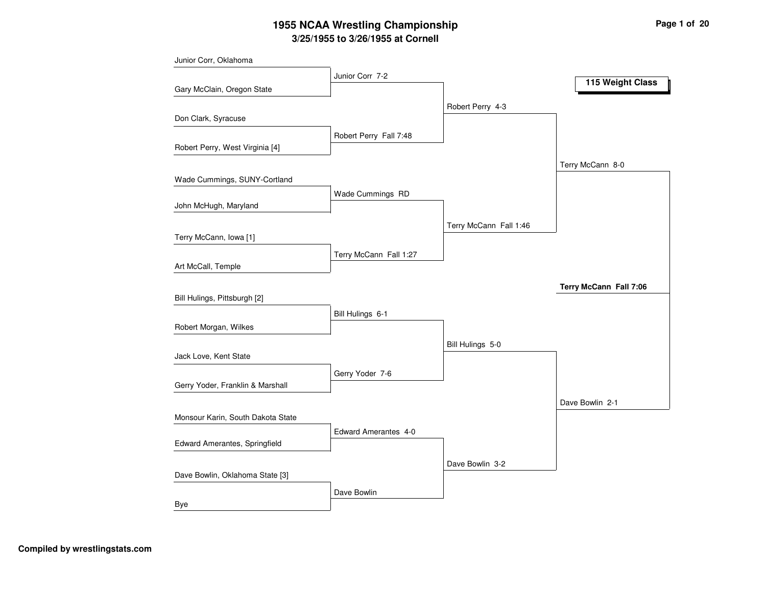# 1955 NCAA Wrestling Championship

## 3/25/1955 to 3/26/1955 at Cornell

### 115 Weight Class

**First Round**

- Junior Corr, Oklahoma vs. Gary McClain, Oregon State — Junior Corr 7-2
- Don Clark, Syracuse vs. Robert Perry, West Virginia [4] — Robert Perry Fall 7:48
- Wade Cummings, SUNY-Cortland vs. John McHugh, Maryland — Wade Cummings RD
- Terry McCann, Iowa [1] vs. Art McCall, Temple — Terry McCann Fall 1:27
- Bill Hulings, Pittsburgh [2] vs. Robert Morgan, Wilkes — Bill Hulings 6-1
- Jack Love, Kent State vs. Gerry Yoder, Franklin & Marshall — Gerry Yoder 7-6
- Monsour Karin, South Dakota State vs. Edward Amerantes, Springfield — Edward Amerantes 4-0
- Dave Bowlin, Oklahoma State [3] vs. Bye — Dave Bowlin

**Quarterfinals**

- Robert Perry 4-3
- Terry McCann Fall 1:46
- Bill Hulings 5-0
- Dave Bowlin 3-2

**Semifinals**

- Terry McCann 8-0
- Dave Bowlin 2-1

**Final**

- **Terry McCann Fall 7:06**

Compiled by wrestlingstats.com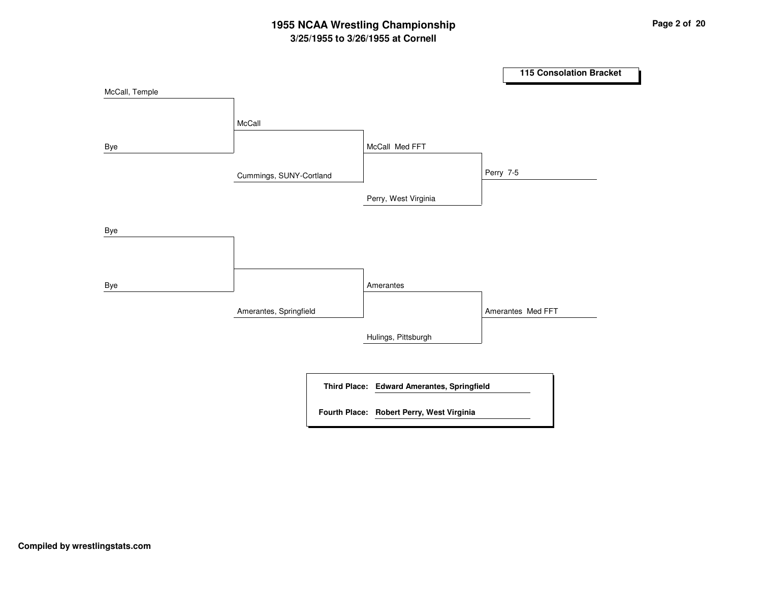# 1955 NCAA Wrestling Championship

## 3/25/1955 to 3/26/1955 at Cornell

### 115 Consolation Bracket

**Round 1**

- McCall, Temple vs. Bye → McCall
- Bye vs. Bye

**Round 2**

- McCall vs. Cummings, SUNY-Cortland → McCall Med FFT
- (Bye) vs. Amerantes, Springfield → Amerantes

**Round 3**

- McCall vs. Perry, West Virginia → Perry 7-5
- Amerantes vs. Hulings, Pittsburgh → Amerantes Med FFT

| | |
|---|---|
| **Third Place:** | **Edward Amerantes, Springfield** |
| **Fourth Place:** | **Robert Perry, West Virginia** |

**Compiled by wrestlingstats.com**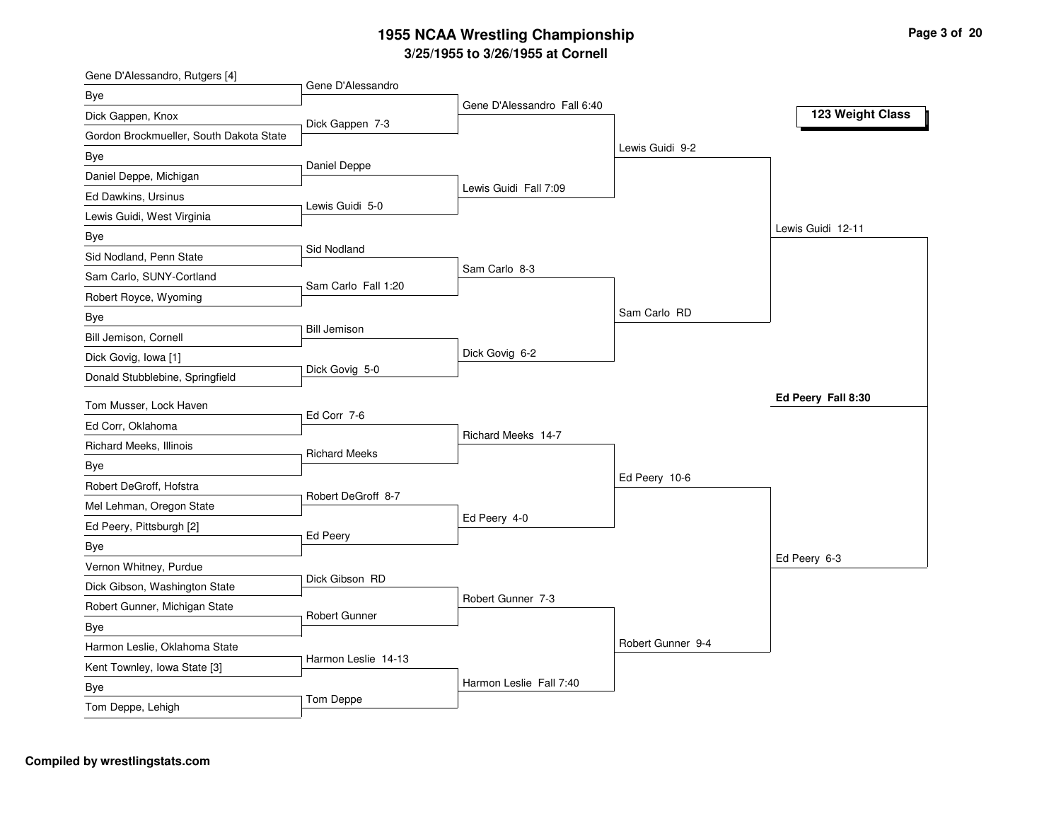# 1955 NCAA Wrestling Championship

## 3/25/1955 to 3/26/1955 at Cornell

### 123 Weight Class

| First Round | Second Round | Quarterfinals | Semifinals | Finals |
|---|---|---|---|---|
| Gene D'Alessandro, Rutgers [4] vs. Bye | Gene D'Alessandro | | | |
| Dick Gappen, Knox vs. Gordon Brockmueller, South Dakota State | Dick Gappen 7-3 | | | |
| | | Gene D'Alessandro Fall 6:40 | | |
| Bye vs. Daniel Deppe, Michigan | Daniel Deppe | | | |
| Ed Dawkins, Ursinus vs. Lewis Guidi, West Virginia | Lewis Guidi 5-0 | | | |
| | | Lewis Guidi Fall 7:09 | | |
| | | | Lewis Guidi 9-2 | |
| Bye vs. Sid Nodland, Penn State | Sid Nodland | | | |
| Sam Carlo, SUNY-Cortland vs. Robert Royce, Wyoming | Sam Carlo Fall 1:20 | | | |
| | | Sam Carlo 8-3 | | |
| Bye vs. Bill Jemison, Cornell | Bill Jemison | | | |
| Dick Govig, Iowa [1] vs. Donald Stubblebine, Springfield | Dick Govig 5-0 | | | |
| | | Dick Govig 6-2 | | |
| | | | Sam Carlo RD | |
| | | | | Lewis Guidi 12-11 |
| Tom Musser, Lock Haven vs. Ed Corr, Oklahoma | Ed Corr 7-6 | | | |
| Richard Meeks, Illinois vs. Bye | Richard Meeks | | | |
| | | Richard Meeks 14-7 | | |
| Robert DeGroff, Hofstra vs. Mel Lehman, Oregon State | Robert DeGroff 8-7 | | | |
| Ed Peery, Pittsburgh [2] vs. Bye | Ed Peery | | | |
| | | Ed Peery 4-0 | | |
| | | | Ed Peery 10-6 | |
| Vernon Whitney, Purdue vs. Dick Gibson, Washington State | Dick Gibson RD | | | |
| Robert Gunner, Michigan State vs. Bye | Robert Gunner | | | |
| | | Robert Gunner 7-3 | | |
| Harmon Leslie, Oklahoma State vs. Kent Townley, Iowa State [3] | Harmon Leslie 14-13 | | | |
| Bye vs. Tom Deppe, Lehigh | Tom Deppe | | | |
| | | Harmon Leslie Fall 7:40 | | |
| | | | Robert Gunner 9-4 | |
| | | | | Ed Peery 6-3 |

**Champion: Ed Peery Fall 8:30**

**Compiled by wrestlingstats.com**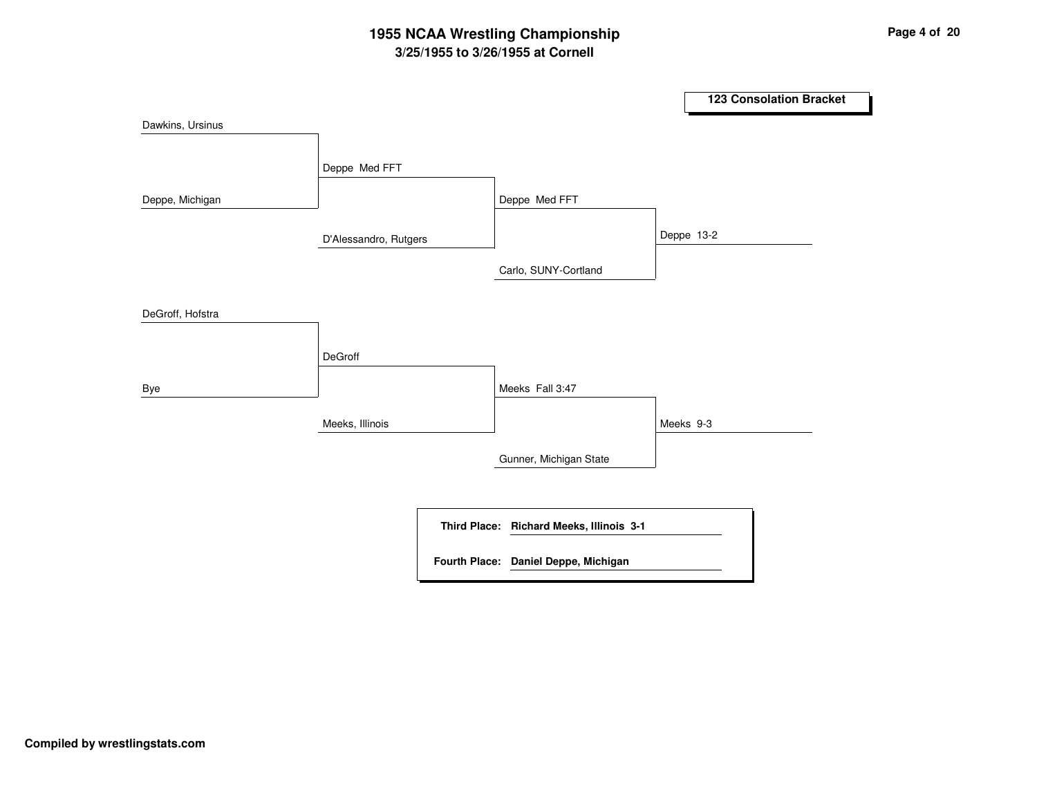# 1955 NCAA Wrestling Championship

## 3/25/1955 to 3/26/1955 at Cornell

### 123 Consolation Bracket

| Round 1 | Round 2 | Round 3 | Final |
|---|---|---|---|
| Dawkins, Ursinus | | | |
| | Deppe Med FFT | | |
| Deppe, Michigan | | | |
| | | Deppe Med FFT | |
| | D'Alessandro, Rutgers | | |
| | | | Deppe 13-2 |
| | | Carlo, SUNY-Cortland | |
| DeGroff, Hofstra | | | |
| | DeGroff | | |
| Bye | | | |
| | | Meeks Fall 3:47 | |
| | Meeks, Illinois | | |
| | | | Meeks 9-3 |
| | | Gunner, Michigan State | |

**Third Place:** **Richard Meeks, Illinois 3-1**

**Fourth Place:** **Daniel Deppe, Michigan**

**Compiled by wrestlingstats.com**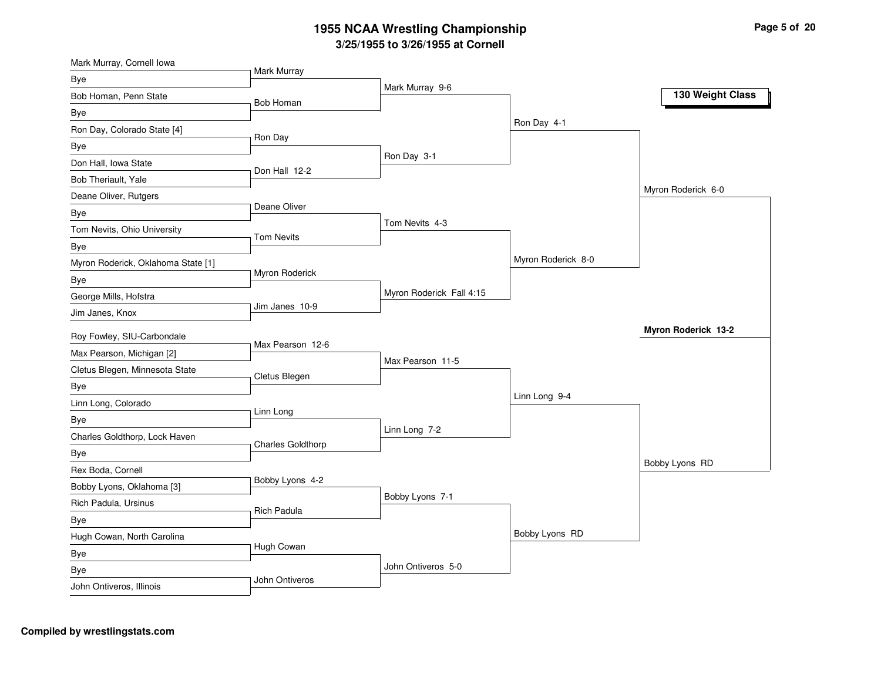# 1955 NCAA Wrestling Championship

**3/25/1955 to 3/26/1955 at Cornell**

**130 Weight Class**

## First Round

| Wrestler 1 | Wrestler 2 | Winner |
|---|---|---|
| Mark Murray, Cornell Iowa | Bye | Mark Murray |
| Bob Homan, Penn State | Bye | Bob Homan |
| Ron Day, Colorado State [4] | Bye | Ron Day |
| Don Hall, Iowa State | Bob Theriault, Yale | Don Hall 12-2 |
| Deane Oliver, Rutgers | Bye | Deane Oliver |
| Tom Nevits, Ohio University | Bye | Tom Nevits |
| Myron Roderick, Oklahoma State [1] | Bye | Myron Roderick |
| George Mills, Hofstra | Jim Janes, Knox | Jim Janes 10-9 |
| Roy Fowley, SIU-Carbondale | Max Pearson, Michigan [2] | Max Pearson 12-6 |
| Cletus Blegen, Minnesota State | Bye | Cletus Blegen |
| Linn Long, Colorado | Bye | Linn Long |
| Charles Goldthorp, Lock Haven | Bye | Charles Goldthorp |
| Rex Boda, Cornell | Bobby Lyons, Oklahoma [3] | Bobby Lyons 4-2 |
| Rich Padula, Ursinus | Bye | Rich Padula |
| Hugh Cowan, North Carolina | Bye | Hugh Cowan |
| Bye | John Ontiveros, Illinois | John Ontiveros |

## Second Round

- Mark Murray 9-6
- Ron Day 3-1
- Tom Nevits 4-3
- Myron Roderick Fall 4:15
- Max Pearson 11-5
- Linn Long 7-2
- Bobby Lyons 7-1
- John Ontiveros 5-0

## Quarterfinals

- Ron Day 4-1
- Myron Roderick 8-0
- Linn Long 9-4
- Bobby Lyons RD

## Semifinals

- Myron Roderick 6-0
- Bobby Lyons RD

## Final

**Myron Roderick 13-2**

**Compiled by wrestlingstats.com**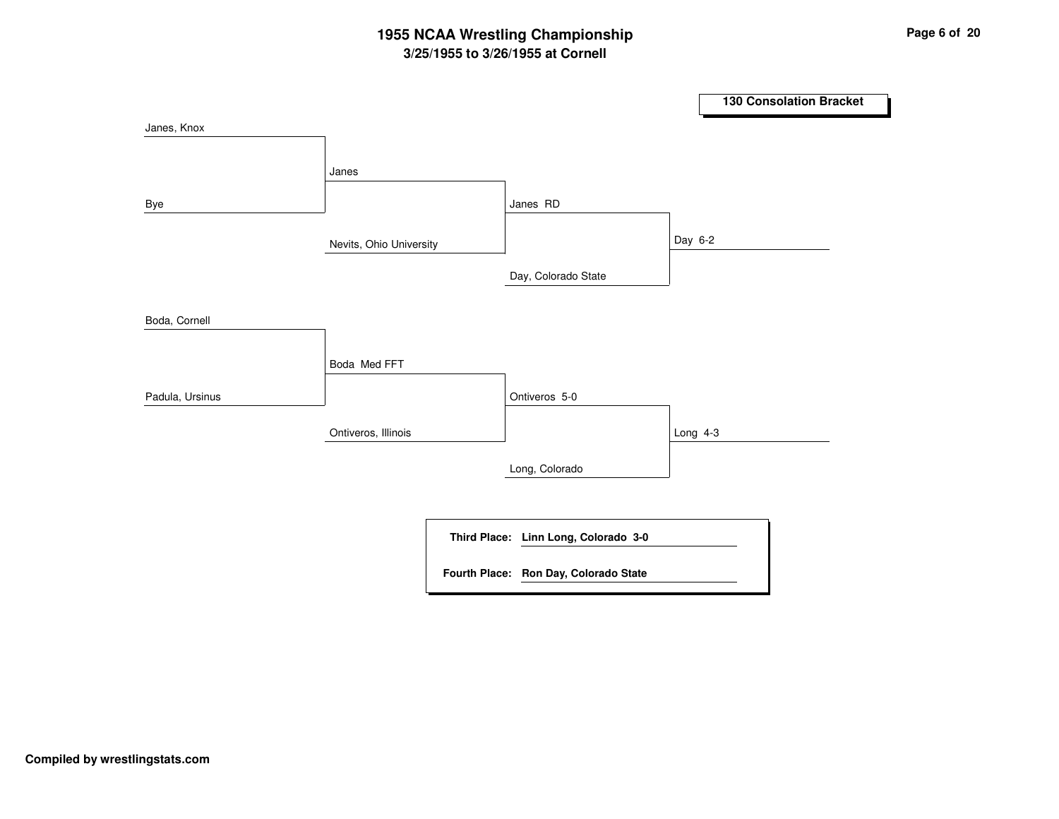# 1955 NCAA Wrestling Championship

## 3/25/1955 to 3/26/1955 at Cornell

### 130 Consolation Bracket

**Round 1**
- Janes, Knox vs. Bye → Janes
- Boda, Cornell vs. Padula, Ursinus → Boda Med FFT

**Round 2**
- Janes vs. Nevits, Ohio University → Janes RD
- Boda vs. Ontiveros, Illinois → Ontiveros 5-0

**Round 3**
- Janes vs. Day, Colorado State → Day 6-2
- Ontiveros vs. Long, Colorado → Long 4-3

| | |
|---|---|
| **Third Place:** | **Linn Long, Colorado 3-0** |
| **Fourth Place:** | **Ron Day, Colorado State** |

**Compiled by wrestlingstats.com**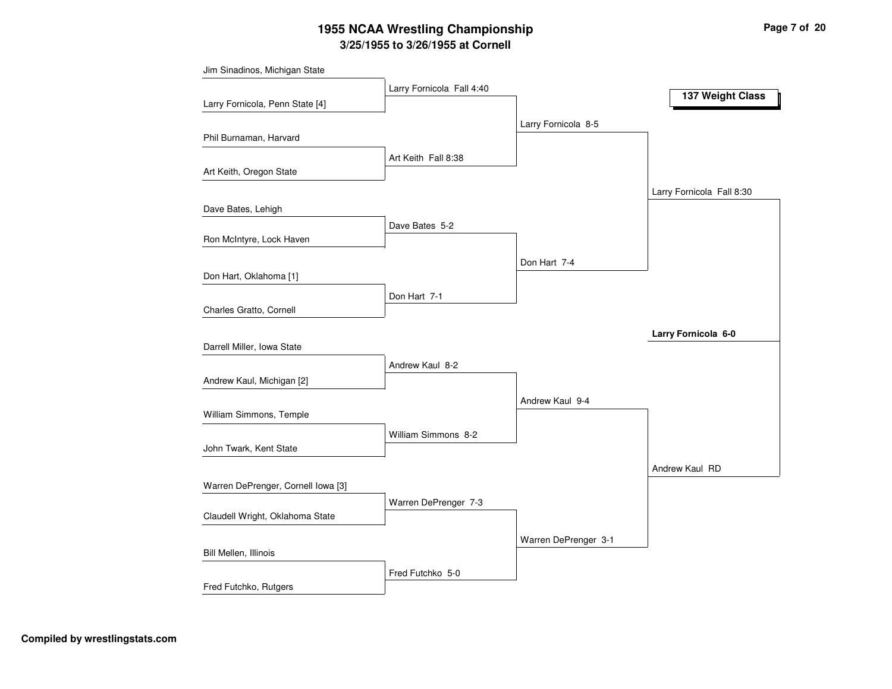# 1955 NCAA Wrestling Championship

## 3/25/1955 to 3/26/1955 at Cornell

### 137 Weight Class

**First Round**

- Jim Sinadinos, Michigan State vs. Larry Fornicola, Penn State [4] — Larry Fornicola Fall 4:40
- Phil Burnaman, Harvard vs. Art Keith, Oregon State — Art Keith Fall 8:38
- Dave Bates, Lehigh vs. Ron McIntyre, Lock Haven — Dave Bates 5-2
- Don Hart, Oklahoma [1] vs. Charles Gratto, Cornell — Don Hart 7-1
- Darrell Miller, Iowa State vs. Andrew Kaul, Michigan [2] — Andrew Kaul 8-2
- William Simmons, Temple vs. John Twark, Kent State — William Simmons 8-2
- Warren DePrenger, Cornell Iowa [3] vs. Claudell Wright, Oklahoma State — Warren DePrenger 7-3
- Bill Mellen, Illinois vs. Fred Futchko, Rutgers — Fred Futchko 5-0

**Quarterfinals**

- Larry Fornicola 8-5
- Don Hart 7-4
- Andrew Kaul 9-4
- Warren DePrenger 3-1

**Semifinals**

- Larry Fornicola Fall 8:30
- Andrew Kaul RD

**Final**

- **Larry Fornicola 6-0**

**Compiled by wrestlingstats.com**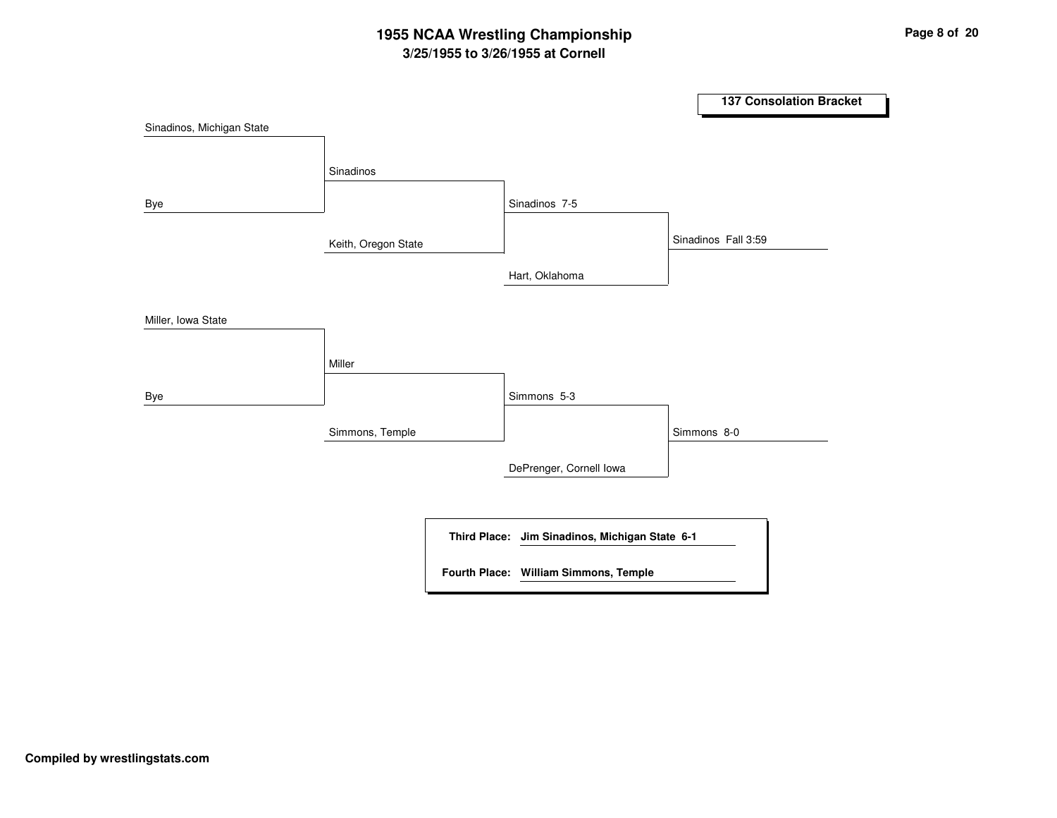# 1955 NCAA Wrestling Championship

## 3/25/1955 to 3/26/1955 at Cornell

### 137 Consolation Bracket

| Round 1 | Round 2 | Round 3 | Round 4 |
|---|---|---|---|
| Sinadinos, Michigan State | | | |
| | Sinadinos | | |
| Bye | | | |
| | | Sinadinos 7-5 | |
| | Keith, Oregon State | | |
| | | | Sinadinos Fall 3:59 |
| | | Hart, Oklahoma | |
| Miller, Iowa State | | | |
| | Miller | | |
| Bye | | | |
| | | Simmons 5-3 | |
| | Simmons, Temple | | |
| | | | Simmons 8-0 |
| | | DePrenger, Cornell Iowa | |

**Third Place:** **Jim Sinadinos, Michigan State 6-1**

**Fourth Place:** **William Simmons, Temple**

**Compiled by wrestlingstats.com**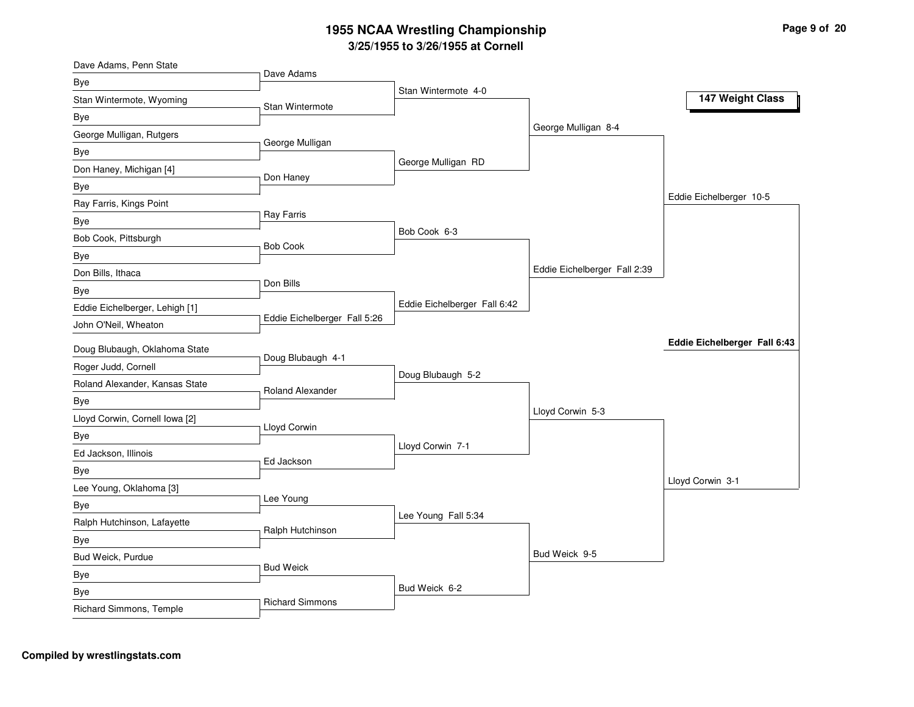# 1955 NCAA Wrestling Championship

## 3/25/1955 to 3/26/1955 at Cornell

### 147 Weight Class

**First Round**

| Wrestler | Opponent | Winner |
|---|---|---|
| Dave Adams, Penn State | Bye | Dave Adams |
| Stan Wintermote, Wyoming | Bye | Stan Wintermote |
| George Mulligan, Rutgers | Bye | George Mulligan |
| Don Haney, Michigan [4] | Bye | Don Haney |
| Ray Farris, Kings Point | Bye | Ray Farris |
| Bob Cook, Pittsburgh | Bye | Bob Cook |
| Don Bills, Ithaca | Bye | Don Bills |
| Eddie Eichelberger, Lehigh [1] | John O'Neil, Wheaton | Eddie Eichelberger Fall 5:26 |
| Doug Blubaugh, Oklahoma State | Roger Judd, Cornell | Doug Blubaugh 4-1 |
| Roland Alexander, Kansas State | Bye | Roland Alexander |
| Lloyd Corwin, Cornell Iowa [2] | Bye | Lloyd Corwin |
| Ed Jackson, Illinois | Bye | Ed Jackson |
| Lee Young, Oklahoma [3] | Bye | Lee Young |
| Ralph Hutchinson, Lafayette | Bye | Ralph Hutchinson |
| Bud Weick, Purdue | Bye | Bud Weick |
| Bye | Richard Simmons, Temple | Richard Simmons |

**Second Round**

- Stan Wintermote 4-0
- George Mulligan RD
- Bob Cook 6-3
- Eddie Eichelberger Fall 6:42
- Doug Blubaugh 5-2
- Lloyd Corwin 7-1
- Lee Young Fall 5:34
- Bud Weick 6-2

**Quarterfinals**

- George Mulligan 8-4
- Eddie Eichelberger Fall 2:39
- Lloyd Corwin 5-3
- Bud Weick 9-5

**Semifinals**

- Eddie Eichelberger 10-5
- Lloyd Corwin 3-1

**Final**

- **Eddie Eichelberger Fall 6:43**

**Compiled by wrestlingstats.com**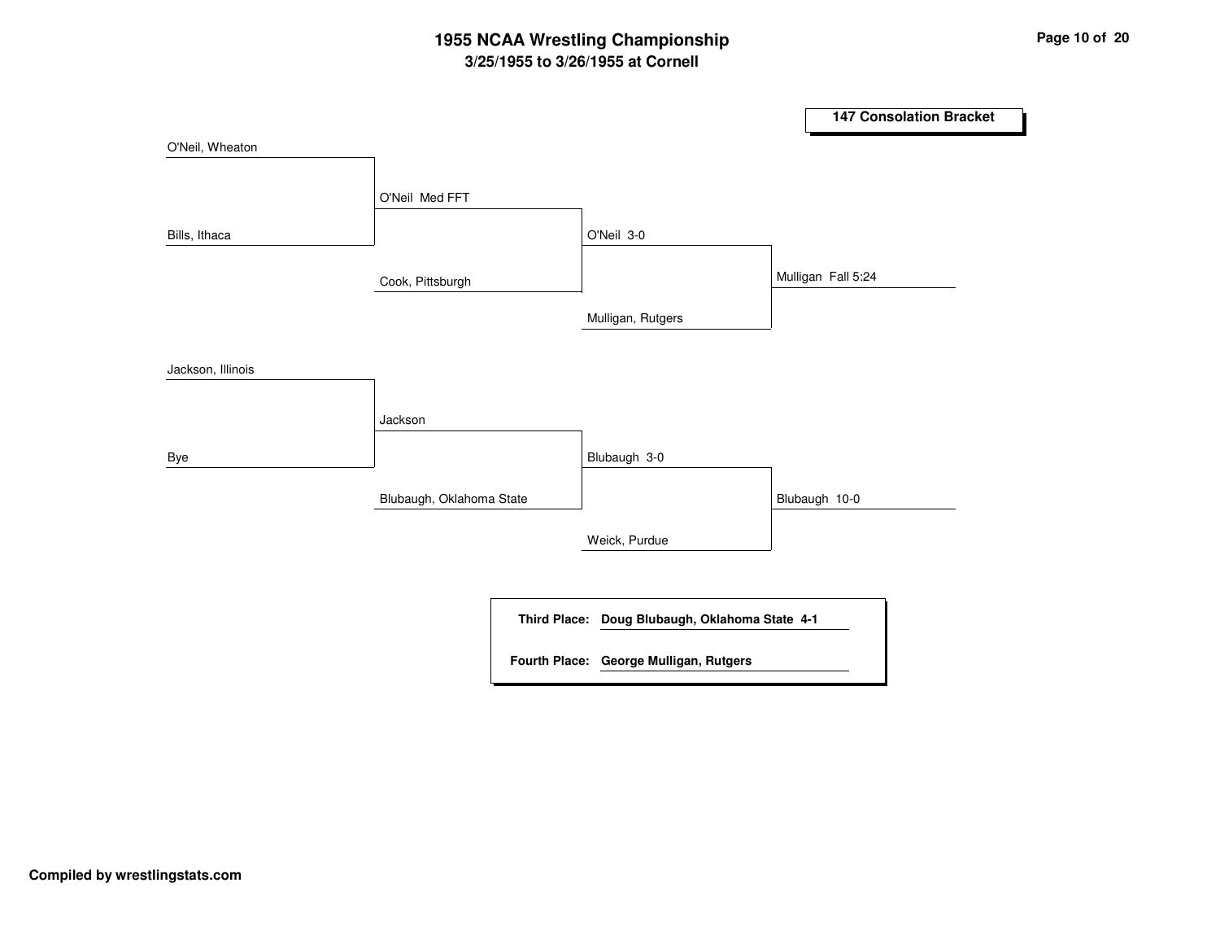# 1955 NCAA Wrestling Championship

## 3/25/1955 to 3/26/1955 at Cornell

### 147 Consolation Bracket

**Round 1**

- O'Neil, Wheaton vs. Bills, Ithaca — O'Neil Med FFT
- Jackson, Illinois vs. Bye — Jackson

**Round 2**

- O'Neil vs. Cook, Pittsburgh — O'Neil 3-0
- Jackson vs. Blubaugh, Oklahoma State — Blubaugh 3-0

**Round 3**

- O'Neil vs. Mulligan, Rutgers — Mulligan Fall 5:24
- Blubaugh vs. Weick, Purdue — Blubaugh 10-0

**Third Place:** Doug Blubaugh, Oklahoma State 4-1

**Fourth Place:** George Mulligan, Rutgers

**Compiled by wrestlingstats.com**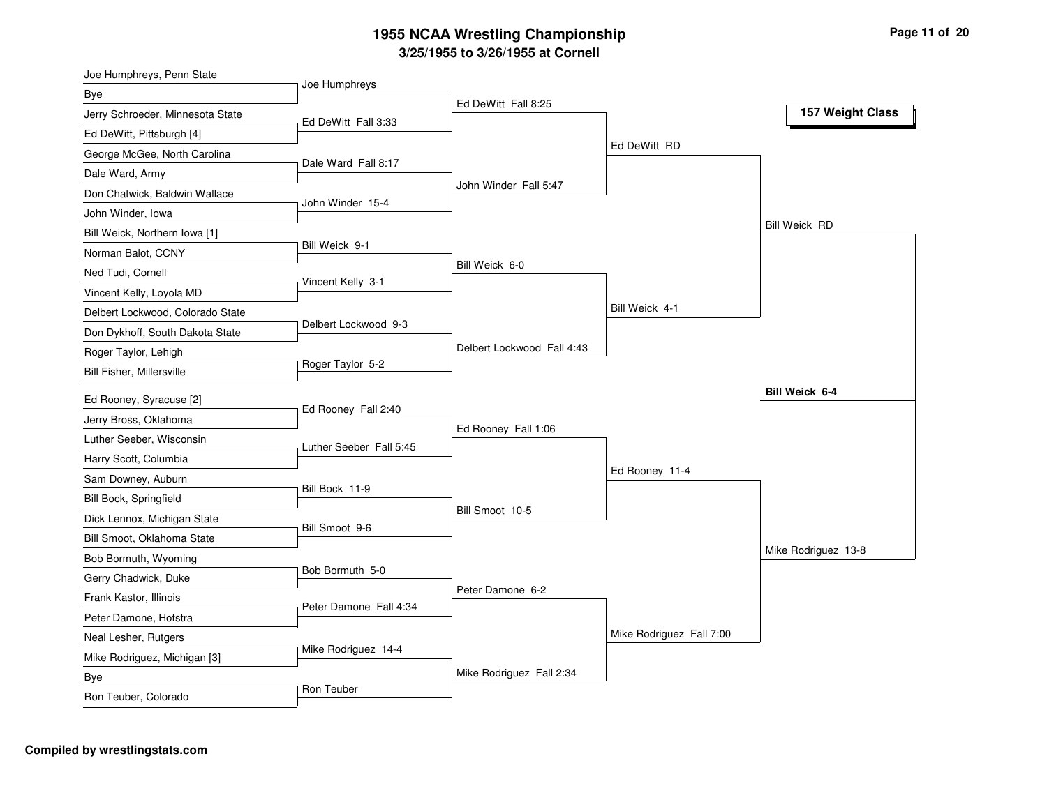# 1955 NCAA Wrestling Championship

## 3/25/1955 to 3/26/1955 at Cornell

### 157 Weight Class

**First Round**

- Joe Humphreys, Penn State vs. Bye — Joe Humphreys
- Jerry Schroeder, Minnesota State vs. Ed DeWitt, Pittsburgh [4] — Ed DeWitt Fall 3:33
- George McGee, North Carolina vs. Dale Ward, Army — Dale Ward Fall 8:17
- Don Chatwick, Baldwin Wallace vs. John Winder, Iowa — John Winder 15-4
- Bill Weick, Northern Iowa [1] vs. Norman Balot, CCNY — Bill Weick 9-1
- Ned Tudi, Cornell vs. Vincent Kelly, Loyola MD — Vincent Kelly 3-1
- Delbert Lockwood, Colorado State vs. Don Dykhoff, South Dakota State — Delbert Lockwood 9-3
- Roger Taylor, Lehigh vs. Bill Fisher, Millersville — Roger Taylor 5-2
- Ed Rooney, Syracuse [2] vs. Jerry Bross, Oklahoma — Ed Rooney Fall 2:40
- Luther Seeber, Wisconsin vs. Harry Scott, Columbia — Luther Seeber Fall 5:45
- Sam Downey, Auburn vs. Bill Bock, Springfield — Bill Bock 11-9
- Dick Lennox, Michigan State vs. Bill Smoot, Oklahoma State — Bill Smoot 9-6
- Bob Bormuth, Wyoming vs. Gerry Chadwick, Duke — Bob Bormuth 5-0
- Frank Kastor, Illinois vs. Peter Damone, Hofstra — Peter Damone Fall 4:34
- Neal Lesher, Rutgers vs. Mike Rodriguez, Michigan [3] — Mike Rodriguez 14-4
- Bye vs. Ron Teuber, Colorado — Ron Teuber

**Second Round**

- Ed DeWitt Fall 8:25
- John Winder Fall 5:47
- Bill Weick 6-0
- Delbert Lockwood Fall 4:43
- Ed Rooney Fall 1:06
- Bill Smoot 10-5
- Peter Damone 6-2
- Mike Rodriguez Fall 2:34

**Quarterfinals**

- Ed DeWitt RD
- Bill Weick 4-1
- Ed Rooney 11-4
- Mike Rodriguez Fall 7:00

**Semifinals**

- Bill Weick RD
- Mike Rodriguez 13-8

**Final**

- **Bill Weick 6-4**

**Compiled by wrestlingstats.com**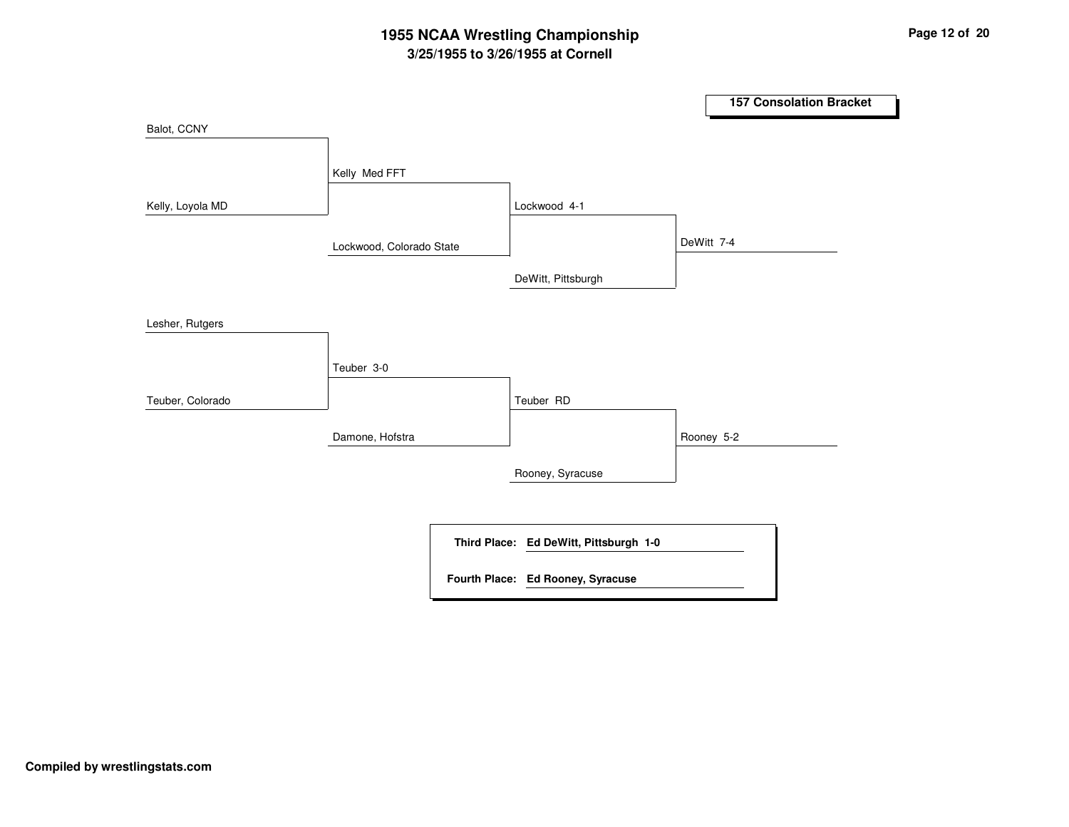# 1955 NCAA Wrestling Championship

## 3/25/1955 to 3/26/1955 at Cornell

### 157 Consolation Bracket

Balot, CCNY

Kelly Med FFT

Kelly, Loyola MD

Lockwood 4-1

Lockwood, Colorado State

DeWitt 7-4

DeWitt, Pittsburgh

Lesher, Rutgers

Teuber 3-0

Teuber, Colorado

Teuber RD

Damone, Hofstra

Rooney 5-2

Rooney, Syracuse

**Third Place:** **Ed DeWitt, Pittsburgh 1-0**

**Fourth Place:** **Ed Rooney, Syracuse**

**Compiled by wrestlingstats.com**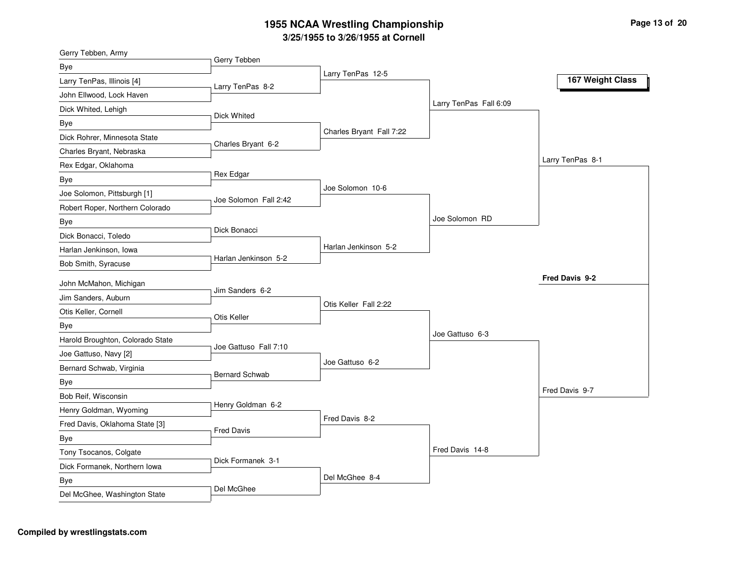# 1955 NCAA Wrestling Championship

## 3/25/1955 to 3/26/1955 at Cornell

### 167 Weight Class

**First Round**

- Gerry Tebben, Army vs Bye — Gerry Tebben
- Larry TenPas, Illinois [4] vs John Ellwood, Lock Haven — Larry TenPas 8-2
- Dick Whited, Lehigh vs Bye — Dick Whited
- Dick Rohrer, Minnesota State vs Charles Bryant, Nebraska — Charles Bryant 6-2
- Rex Edgar, Oklahoma vs Bye — Rex Edgar
- Joe Solomon, Pittsburgh [1] vs Robert Roper, Northern Colorado — Joe Solomon Fall 2:42
- Bye vs Dick Bonacci, Toledo — Dick Bonacci
- Harlan Jenkinson, Iowa vs Bob Smith, Syracuse — Harlan Jenkinson 5-2
- John McMahon, Michigan vs Jim Sanders, Auburn — Jim Sanders 6-2
- Otis Keller, Cornell vs Bye — Otis Keller
- Harold Broughton, Colorado State vs Joe Gattuso, Navy [2] — Joe Gattuso Fall 7:10
- Bernard Schwab, Virginia vs Bye — Bernard Schwab
- Bob Reif, Wisconsin vs Henry Goldman, Wyoming — Henry Goldman 6-2
- Fred Davis, Oklahoma State [3] vs Bye — Fred Davis
- Tony Tsocanos, Colgate vs Dick Formanek, Northern Iowa — Dick Formanek 3-1
- Bye vs Del McGhee, Washington State — Del McGhee

**Second Round**

- Larry TenPas 12-5
- Charles Bryant Fall 7:22
- Joe Solomon 10-6
- Harlan Jenkinson 5-2
- Otis Keller Fall 2:22
- Joe Gattuso 6-2
- Fred Davis 8-2
- Del McGhee 8-4

**Quarterfinals**

- Larry TenPas Fall 6:09
- Joe Solomon RD
- Joe Gattuso 6-3
- Fred Davis 14-8

**Semifinals**

- Larry TenPas 8-1
- Fred Davis 9-7

**Final**

- **Fred Davis 9-2**

**Compiled by wrestlingstats.com**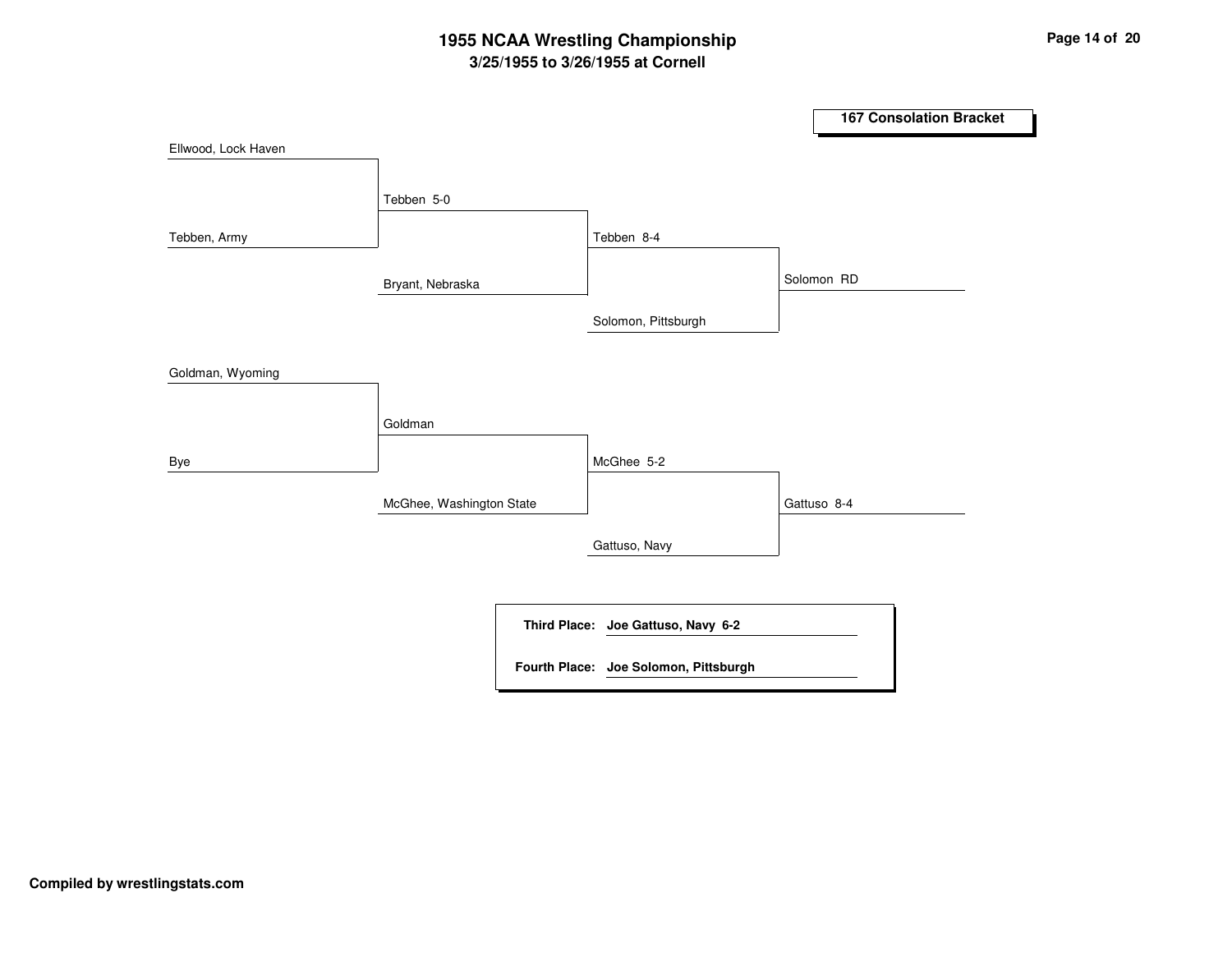# 1955 NCAA Wrestling Championship

**3/25/1955 to 3/26/1955 at Cornell**

## 167 Consolation Bracket

Ellwood, Lock Haven

Tebben, Army

Tebben 5-0

Bryant, Nebraska

Tebben 8-4

Solomon, Pittsburgh

Solomon RD

Goldman, Wyoming

Bye

Goldman

McGhee, Washington State

McGhee 5-2

Gattuso, Navy

Gattuso 8-4

**Third Place:** **Joe Gattuso, Navy 6-2**

**Fourth Place:** **Joe Solomon, Pittsburgh**

**Compiled by wrestlingstats.com**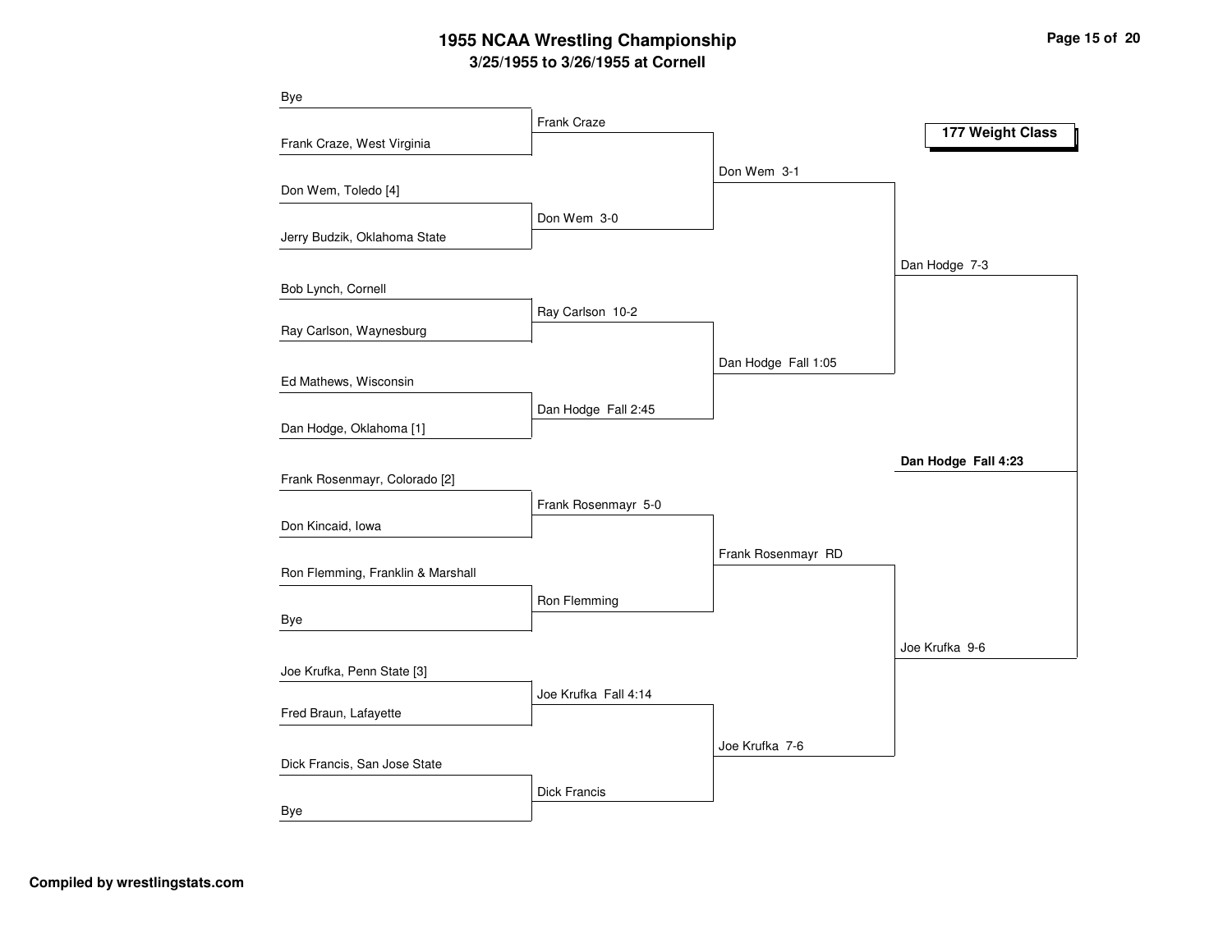# 1955 NCAA Wrestling Championship

## 3/25/1955 to 3/26/1955 at Cornell

### 177 Weight Class

| First Round | Quarterfinals | Semifinals | Final | Champion |
|---|---|---|---|---|
| Bye | Frank Craze | Don Wem 3-1 | Dan Hodge 7-3 | **Dan Hodge Fall 4:23** |
| Frank Craze, West Virginia | | | | |
| Don Wem, Toledo [4] | Don Wem 3-0 | | | |
| Jerry Budzik, Oklahoma State | | | | |
| Bob Lynch, Cornell | Ray Carlson 10-2 | Dan Hodge Fall 1:05 | | |
| Ray Carlson, Waynesburg | | | | |
| Ed Mathews, Wisconsin | Dan Hodge Fall 2:45 | | | |
| Dan Hodge, Oklahoma [1] | | | | |
| Frank Rosenmayr, Colorado [2] | Frank Rosenmayr 5-0 | Frank Rosenmayr RD | Joe Krufka 9-6 | |
| Don Kincaid, Iowa | | | | |
| Ron Flemming, Franklin & Marshall | Ron Flemming | | | |
| Bye | | | | |
| Joe Krufka, Penn State [3] | Joe Krufka Fall 4:14 | Joe Krufka 7-6 | | |
| Fred Braun, Lafayette | | | | |
| Dick Francis, San Jose State | Dick Francis | | | |
| Bye | | | | |

Compiled by wrestlingstats.com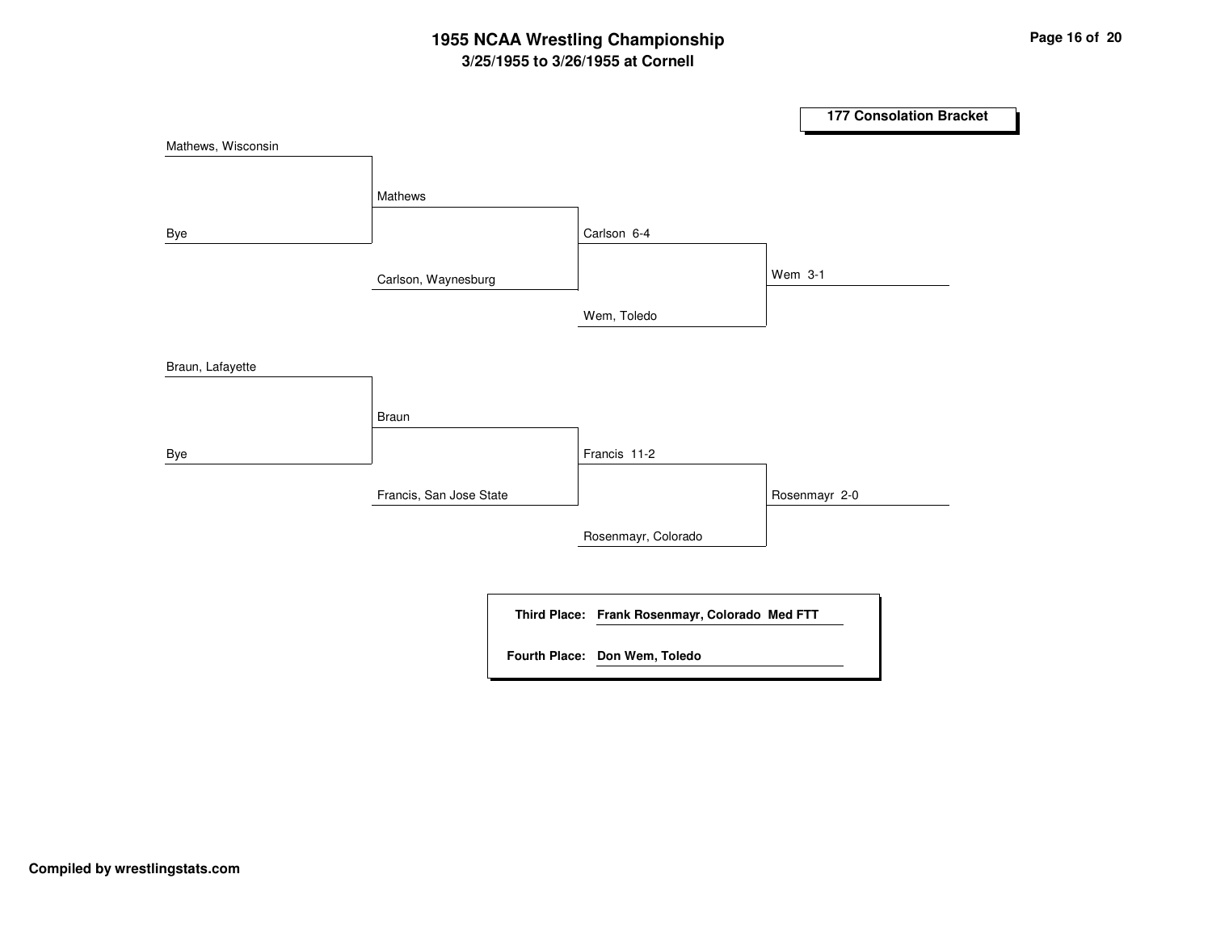# 1955 NCAA Wrestling Championship

## 3/25/1955 to 3/26/1955 at Cornell

### 177 Consolation Bracket

| Round 1 | Round 2 | Round 3 | Final |
|---|---|---|---|
| Mathews, Wisconsin | Mathews | Carlson 6-4 | Wem 3-1 |
| Bye | Carlson, Waynesburg | Wem, Toledo | |
| Braun, Lafayette | Braun | Francis 11-2 | Rosenmayr 2-0 |
| Bye | Francis, San Jose State | Rosenmayr, Colorado | |

**Third Place:** **Frank Rosenmayr, Colorado Med FTT**

**Fourth Place:** **Don Wem, Toledo**

**Compiled by wrestlingstats.com**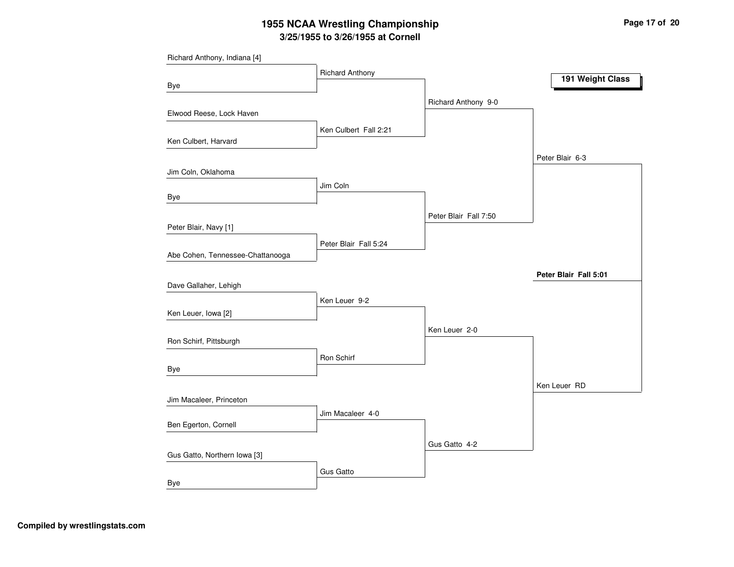# 1955 NCAA Wrestling Championship

## 3/25/1955 to 3/26/1955 at Cornell

### 191 Weight Class

**First Round**

- Richard Anthony, Indiana [4] vs. Bye — Richard Anthony
- Elwood Reese, Lock Haven vs. Ken Culbert, Harvard — Ken Culbert Fall 2:21
- Jim Coln, Oklahoma vs. Bye — Jim Coln
- Peter Blair, Navy [1] vs. Abe Cohen, Tennessee-Chattanooga — Peter Blair Fall 5:24
- Dave Gallaher, Lehigh vs. Ken Leuer, Iowa [2] — Ken Leuer 9-2
- Ron Schirf, Pittsburgh vs. Bye — Ron Schirf
- Jim Macaleer, Princeton vs. Ben Egerton, Cornell — Jim Macaleer 4-0
- Gus Gatto, Northern Iowa [3] vs. Bye — Gus Gatto

**Quarterfinals**

- Richard Anthony 9-0
- Peter Blair Fall 7:50
- Ken Leuer 2-0
- Gus Gatto 4-2

**Semifinals**

- Peter Blair 6-3
- Ken Leuer RD

**Final**

- **Peter Blair Fall 5:01**

Compiled by wrestlingstats.com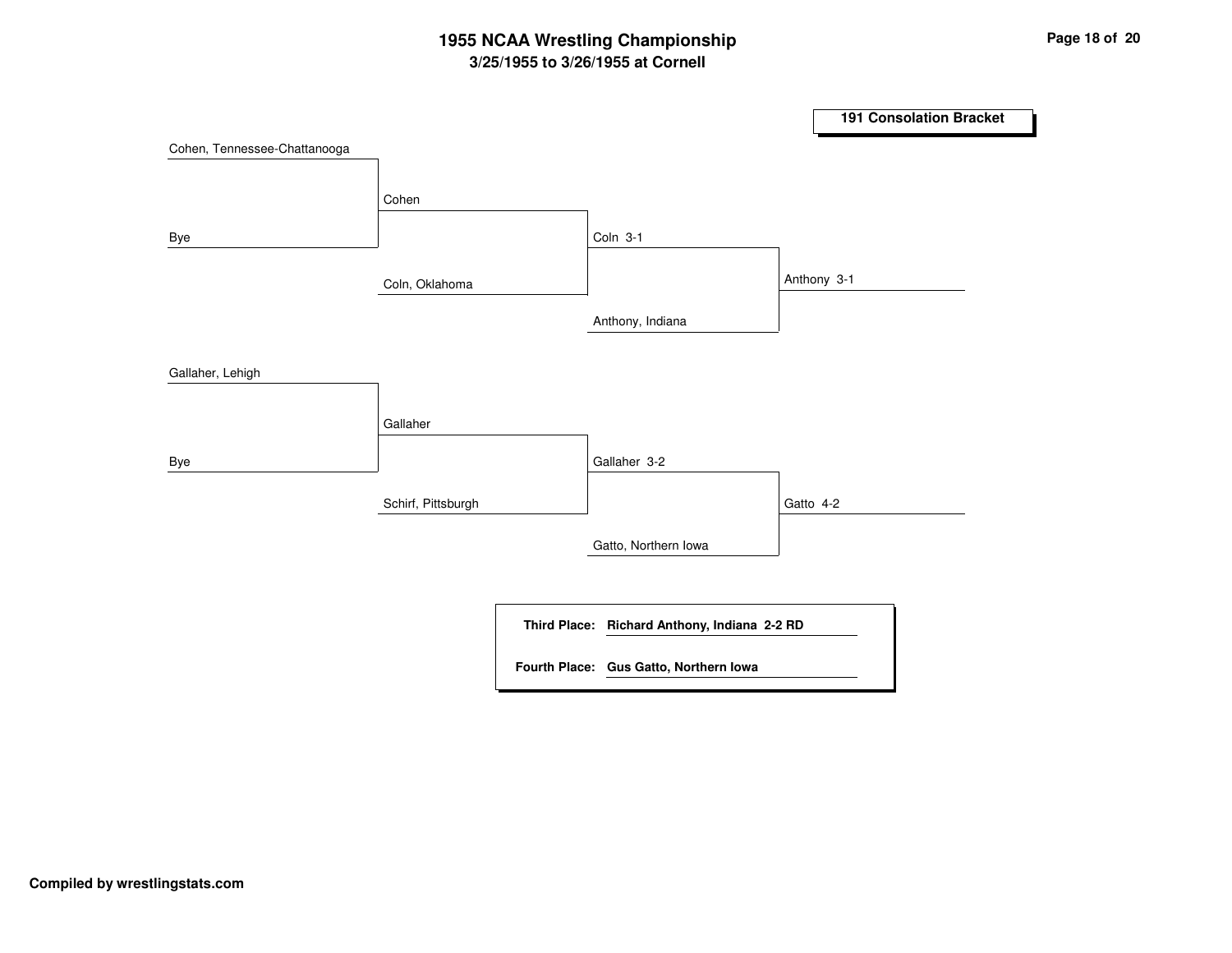# 1955 NCAA Wrestling Championship

**3/25/1955 to 3/26/1955 at Cornell**

**191 Consolation Bracket**

| Round 1 | Round 2 | Semifinal | Final |
|---|---|---|---|
| Cohen, Tennessee-Chattanooga | | | |
| Bye | Cohen | | |
| | Coln, Oklahoma | Coln 3-1 | |
| | | Anthony, Indiana | Anthony 3-1 |
| Gallaher, Lehigh | | | |
| Bye | Gallaher | | |
| | Schirf, Pittsburgh | Gallaher 3-2 | |
| | | Gatto, Northern Iowa | Gatto 4-2 |

**Third Place:** **Richard Anthony, Indiana 2-2 RD**

**Fourth Place:** **Gus Gatto, Northern Iowa**

**Compiled by wrestlingstats.com**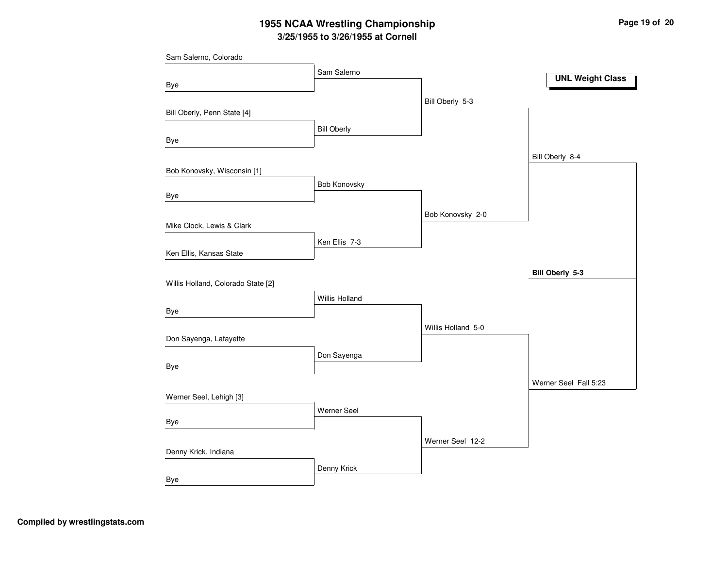# 1955 NCAA Wrestling Championship

## 3/25/1955 to 3/26/1955 at Cornell

**UNL Weight Class**

### First Round

- Sam Salerno, Colorado vs. Bye — Sam Salerno
- Bill Oberly, Penn State [4] vs. Bye — Bill Oberly
- Bob Konovsky, Wisconsin [1] vs. Bye — Bob Konovsky
- Mike Clock, Lewis & Clark vs. Ken Ellis, Kansas State — Ken Ellis 7-3
- Willis Holland, Colorado State [2] vs. Bye — Willis Holland
- Don Sayenga, Lafayette vs. Bye — Don Sayenga
- Werner Seel, Lehigh [3] vs. Bye — Werner Seel
- Denny Krick, Indiana vs. Bye — Denny Krick

### Quarterfinals

- Bill Oberly 5-3
- Bob Konovsky 2-0
- Willis Holland 5-0
- Werner Seel 12-2

### Semifinals

- Bill Oberly 8-4
- Werner Seel Fall 5:23

### Final

**Bill Oberly 5-3**

**Compiled by wrestlingstats.com**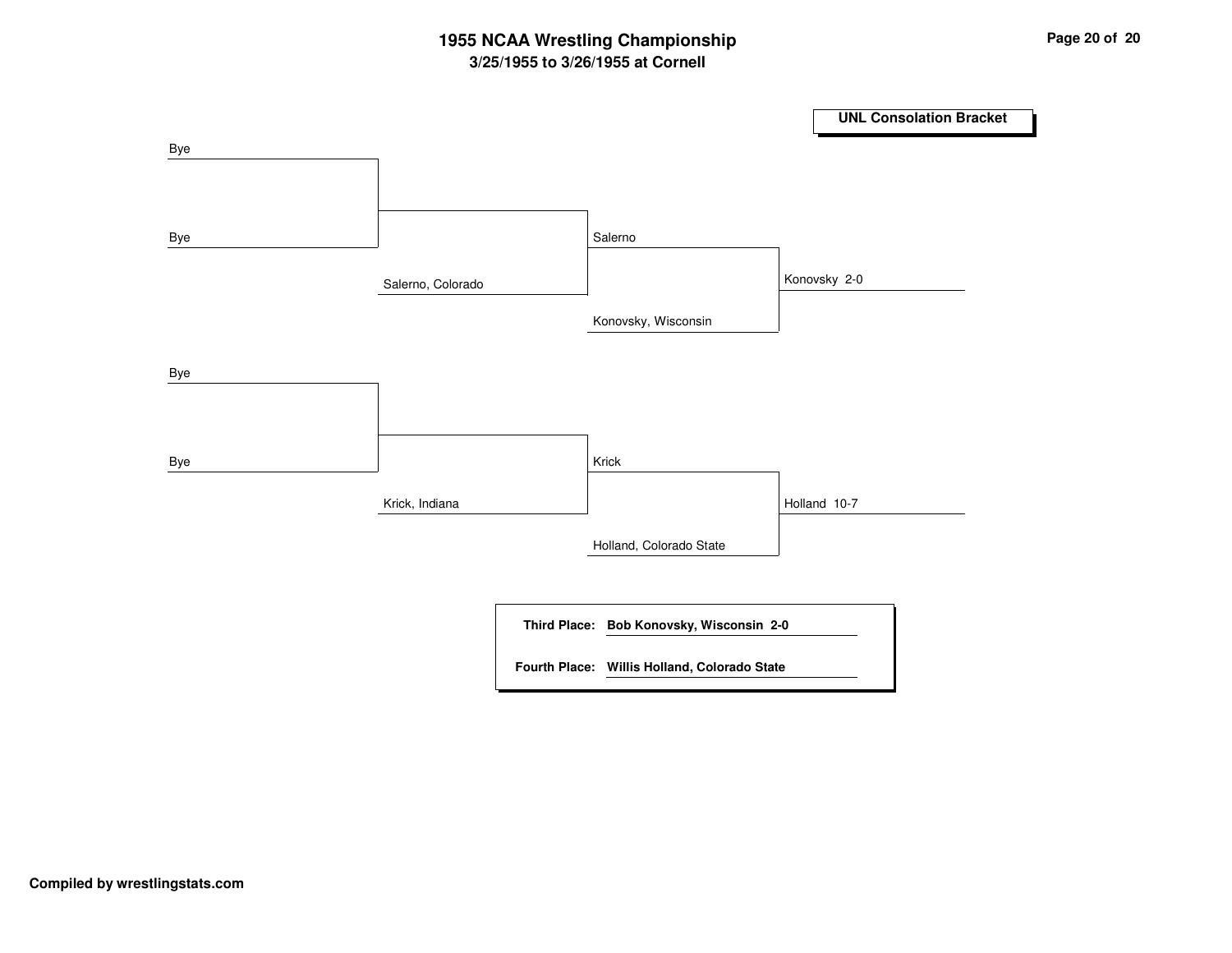# 1955 NCAA Wrestling Championship

## 3/25/1955 to 3/26/1955 at Cornell

**UNL Consolation Bracket**

Bye

Bye

Salerno, Colorado

Salerno

Konovsky, Wisconsin

Konovsky 2-0

Bye

Bye

Krick, Indiana

Krick

Holland, Colorado State

Holland 10-7

**Third Place:** **Bob Konovsky, Wisconsin 2-0**

**Fourth Place:** **Willis Holland, Colorado State**

**Compiled by wrestlingstats.com**